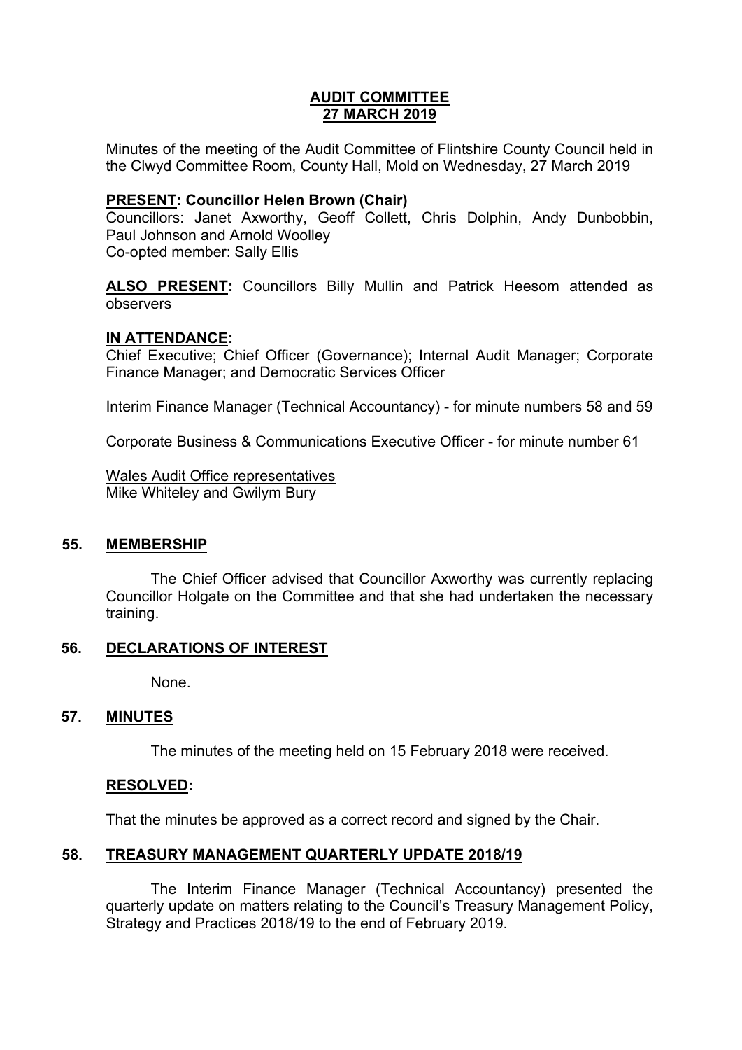# AUDIT COMMITTEE
# 27 MARCH 2019

Minutes of the meeting of the Audit Committee of Flintshire County Council held in the Clwyd Committee Room, County Hall, Mold on Wednesday, 27 March 2019

**PRESENT: Councillor Helen Brown (Chair)**
Councillors: Janet Axworthy, Geoff Collett, Chris Dolphin, Andy Dunbobbin, Paul Johnson and Arnold Woolley
Co-opted member: Sally Ellis

**ALSO PRESENT:** Councillors Billy Mullin and Patrick Heesom attended as observers

**IN ATTENDANCE:**
Chief Executive; Chief Officer (Governance); Internal Audit Manager; Corporate Finance Manager; and Democratic Services Officer

Interim Finance Manager (Technical Accountancy) - for minute numbers 58 and 59

Corporate Business & Communications Executive Officer - for minute number 61

Wales Audit Office representatives
Mike Whiteley and Gwilym Bury

## 55. MEMBERSHIP

The Chief Officer advised that Councillor Axworthy was currently replacing Councillor Holgate on the Committee and that she had undertaken the necessary training.

## 56. DECLARATIONS OF INTEREST

None.

## 57. MINUTES

The minutes of the meeting held on 15 February 2018 were received.

**RESOLVED:**

That the minutes be approved as a correct record and signed by the Chair.

## 58. TREASURY MANAGEMENT QUARTERLY UPDATE 2018/19

The Interim Finance Manager (Technical Accountancy) presented the quarterly update on matters relating to the Council's Treasury Management Policy, Strategy and Practices 2018/19 to the end of February 2019.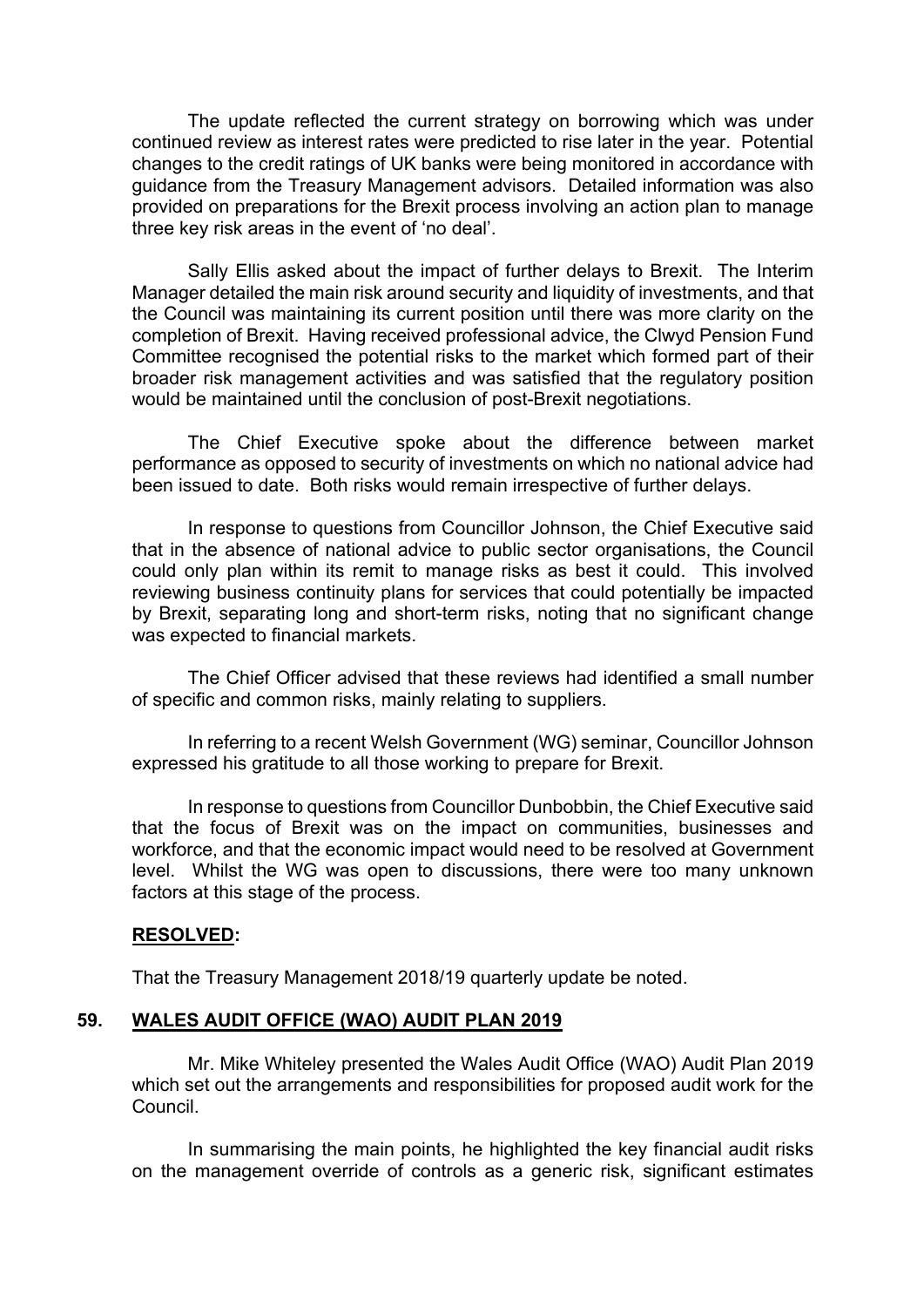The update reflected the current strategy on borrowing which was under continued review as interest rates were predicted to rise later in the year. Potential changes to the credit ratings of UK banks were being monitored in accordance with guidance from the Treasury Management advisors. Detailed information was also provided on preparations for the Brexit process involving an action plan to manage three key risk areas in the event of 'no deal'.

Sally Ellis asked about the impact of further delays to Brexit. The Interim Manager detailed the main risk around security and liquidity of investments, and that the Council was maintaining its current position until there was more clarity on the completion of Brexit. Having received professional advice, the Clwyd Pension Fund Committee recognised the potential risks to the market which formed part of their broader risk management activities and was satisfied that the regulatory position would be maintained until the conclusion of post-Brexit negotiations.

The Chief Executive spoke about the difference between market performance as opposed to security of investments on which no national advice had been issued to date. Both risks would remain irrespective of further delays.

In response to questions from Councillor Johnson, the Chief Executive said that in the absence of national advice to public sector organisations, the Council could only plan within its remit to manage risks as best it could. This involved reviewing business continuity plans for services that could potentially be impacted by Brexit, separating long and short-term risks, noting that no significant change was expected to financial markets.

The Chief Officer advised that these reviews had identified a small number of specific and common risks, mainly relating to suppliers.

In referring to a recent Welsh Government (WG) seminar, Councillor Johnson expressed his gratitude to all those working to prepare for Brexit.

In response to questions from Councillor Dunbobbin, the Chief Executive said that the focus of Brexit was on the impact on communities, businesses and workforce, and that the economic impact would need to be resolved at Government level. Whilst the WG was open to discussions, there were too many unknown factors at this stage of the process.

**RESOLVED:**

That the Treasury Management 2018/19 quarterly update be noted.

## 59. WALES AUDIT OFFICE (WAO) AUDIT PLAN 2019

Mr. Mike Whiteley presented the Wales Audit Office (WAO) Audit Plan 2019 which set out the arrangements and responsibilities for proposed audit work for the Council.

In summarising the main points, he highlighted the key financial audit risks on the management override of controls as a generic risk, significant estimates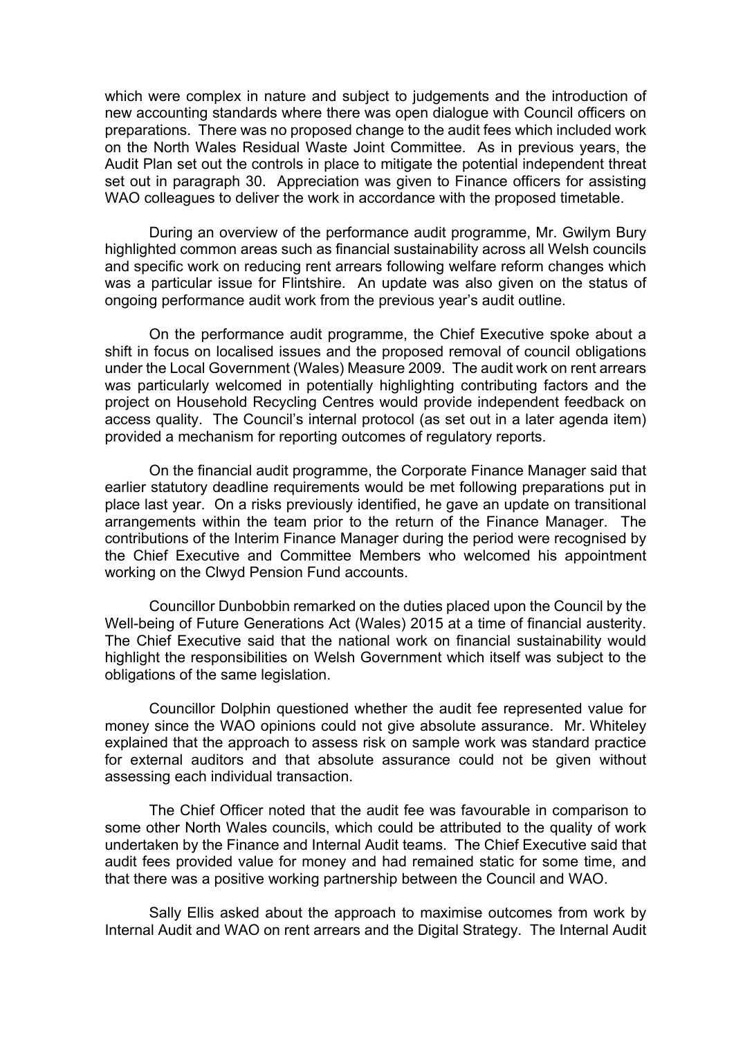which were complex in nature and subject to judgements and the introduction of new accounting standards where there was open dialogue with Council officers on preparations. There was no proposed change to the audit fees which included work on the North Wales Residual Waste Joint Committee. As in previous years, the Audit Plan set out the controls in place to mitigate the potential independent threat set out in paragraph 30. Appreciation was given to Finance officers for assisting WAO colleagues to deliver the work in accordance with the proposed timetable.

During an overview of the performance audit programme, Mr. Gwilym Bury highlighted common areas such as financial sustainability across all Welsh councils and specific work on reducing rent arrears following welfare reform changes which was a particular issue for Flintshire. An update was also given on the status of ongoing performance audit work from the previous year's audit outline.

On the performance audit programme, the Chief Executive spoke about a shift in focus on localised issues and the proposed removal of council obligations under the Local Government (Wales) Measure 2009. The audit work on rent arrears was particularly welcomed in potentially highlighting contributing factors and the project on Household Recycling Centres would provide independent feedback on access quality. The Council's internal protocol (as set out in a later agenda item) provided a mechanism for reporting outcomes of regulatory reports.

On the financial audit programme, the Corporate Finance Manager said that earlier statutory deadline requirements would be met following preparations put in place last year. On a risks previously identified, he gave an update on transitional arrangements within the team prior to the return of the Finance Manager. The contributions of the Interim Finance Manager during the period were recognised by the Chief Executive and Committee Members who welcomed his appointment working on the Clwyd Pension Fund accounts.

Councillor Dunbobbin remarked on the duties placed upon the Council by the Well-being of Future Generations Act (Wales) 2015 at a time of financial austerity. The Chief Executive said that the national work on financial sustainability would highlight the responsibilities on Welsh Government which itself was subject to the obligations of the same legislation.

Councillor Dolphin questioned whether the audit fee represented value for money since the WAO opinions could not give absolute assurance. Mr. Whiteley explained that the approach to assess risk on sample work was standard practice for external auditors and that absolute assurance could not be given without assessing each individual transaction.

The Chief Officer noted that the audit fee was favourable in comparison to some other North Wales councils, which could be attributed to the quality of work undertaken by the Finance and Internal Audit teams. The Chief Executive said that audit fees provided value for money and had remained static for some time, and that there was a positive working partnership between the Council and WAO.

Sally Ellis asked about the approach to maximise outcomes from work by Internal Audit and WAO on rent arrears and the Digital Strategy. The Internal Audit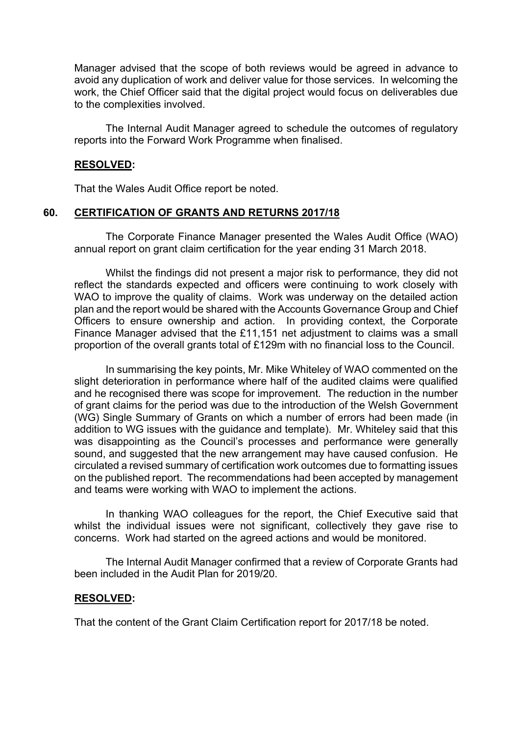Manager advised that the scope of both reviews would be agreed in advance to avoid any duplication of work and deliver value for those services. In welcoming the work, the Chief Officer said that the digital project would focus on deliverables due to the complexities involved.

The Internal Audit Manager agreed to schedule the outcomes of regulatory reports into the Forward Work Programme when finalised.

**RESOLVED:**

That the Wales Audit Office report be noted.

## 60. CERTIFICATION OF GRANTS AND RETURNS 2017/18

The Corporate Finance Manager presented the Wales Audit Office (WAO) annual report on grant claim certification for the year ending 31 March 2018.

Whilst the findings did not present a major risk to performance, they did not reflect the standards expected and officers were continuing to work closely with WAO to improve the quality of claims. Work was underway on the detailed action plan and the report would be shared with the Accounts Governance Group and Chief Officers to ensure ownership and action. In providing context, the Corporate Finance Manager advised that the £11,151 net adjustment to claims was a small proportion of the overall grants total of £129m with no financial loss to the Council.

In summarising the key points, Mr. Mike Whiteley of WAO commented on the slight deterioration in performance where half of the audited claims were qualified and he recognised there was scope for improvement. The reduction in the number of grant claims for the period was due to the introduction of the Welsh Government (WG) Single Summary of Grants on which a number of errors had been made (in addition to WG issues with the guidance and template). Mr. Whiteley said that this was disappointing as the Council's processes and performance were generally sound, and suggested that the new arrangement may have caused confusion. He circulated a revised summary of certification work outcomes due to formatting issues on the published report. The recommendations had been accepted by management and teams were working with WAO to implement the actions.

In thanking WAO colleagues for the report, the Chief Executive said that whilst the individual issues were not significant, collectively they gave rise to concerns. Work had started on the agreed actions and would be monitored.

The Internal Audit Manager confirmed that a review of Corporate Grants had been included in the Audit Plan for 2019/20.

**RESOLVED:**

That the content of the Grant Claim Certification report for 2017/18 be noted.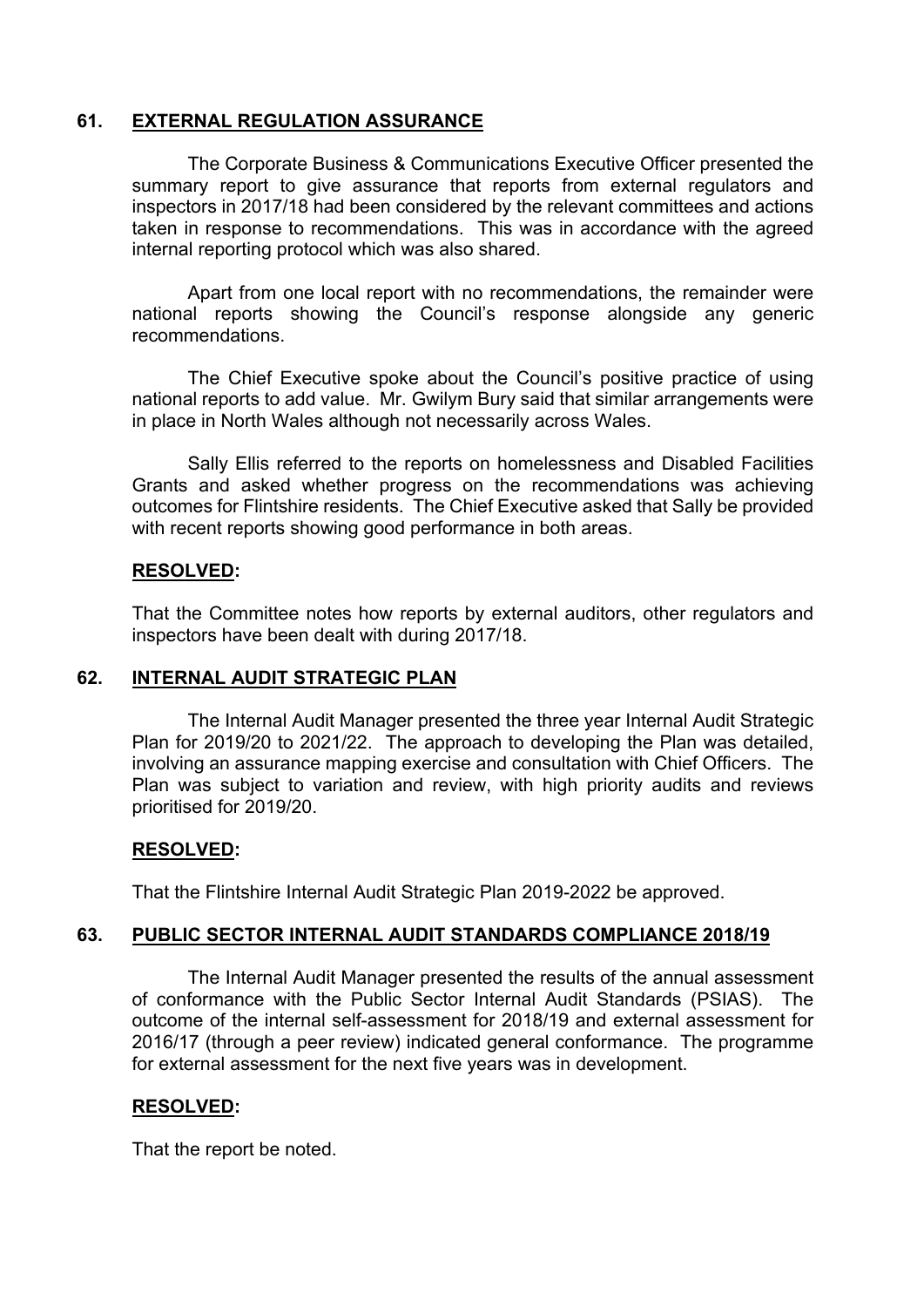## 61. EXTERNAL REGULATION ASSURANCE

The Corporate Business & Communications Executive Officer presented the summary report to give assurance that reports from external regulators and inspectors in 2017/18 had been considered by the relevant committees and actions taken in response to recommendations. This was in accordance with the agreed internal reporting protocol which was also shared.

Apart from one local report with no recommendations, the remainder were national reports showing the Council's response alongside any generic recommendations.

The Chief Executive spoke about the Council's positive practice of using national reports to add value. Mr. Gwilym Bury said that similar arrangements were in place in North Wales although not necessarily across Wales.

Sally Ellis referred to the reports on homelessness and Disabled Facilities Grants and asked whether progress on the recommendations was achieving outcomes for Flintshire residents. The Chief Executive asked that Sally be provided with recent reports showing good performance in both areas.

**RESOLVED:**

That the Committee notes how reports by external auditors, other regulators and inspectors have been dealt with during 2017/18.

## 62. INTERNAL AUDIT STRATEGIC PLAN

The Internal Audit Manager presented the three year Internal Audit Strategic Plan for 2019/20 to 2021/22. The approach to developing the Plan was detailed, involving an assurance mapping exercise and consultation with Chief Officers. The Plan was subject to variation and review, with high priority audits and reviews prioritised for 2019/20.

**RESOLVED:**

That the Flintshire Internal Audit Strategic Plan 2019-2022 be approved.

## 63. PUBLIC SECTOR INTERNAL AUDIT STANDARDS COMPLIANCE 2018/19

The Internal Audit Manager presented the results of the annual assessment of conformance with the Public Sector Internal Audit Standards (PSIAS). The outcome of the internal self-assessment for 2018/19 and external assessment for 2016/17 (through a peer review) indicated general conformance. The programme for external assessment for the next five years was in development.

**RESOLVED:**

That the report be noted.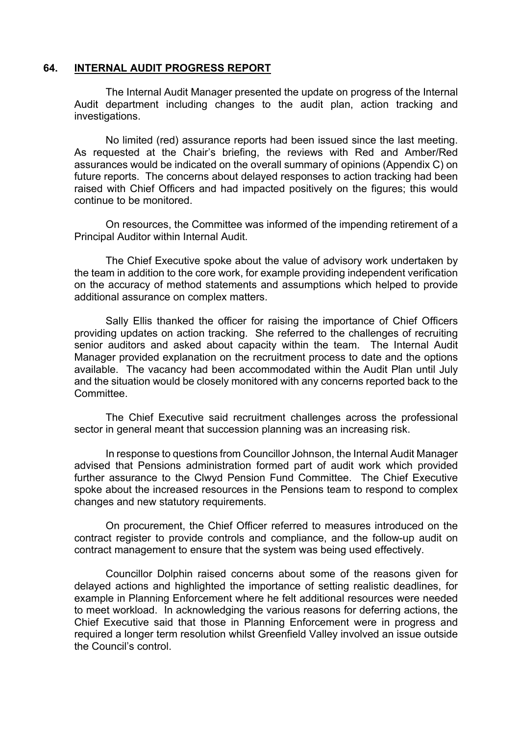## 64. INTERNAL AUDIT PROGRESS REPORT

The Internal Audit Manager presented the update on progress of the Internal Audit department including changes to the audit plan, action tracking and investigations.

No limited (red) assurance reports had been issued since the last meeting. As requested at the Chair's briefing, the reviews with Red and Amber/Red assurances would be indicated on the overall summary of opinions (Appendix C) on future reports. The concerns about delayed responses to action tracking had been raised with Chief Officers and had impacted positively on the figures; this would continue to be monitored.

On resources, the Committee was informed of the impending retirement of a Principal Auditor within Internal Audit.

The Chief Executive spoke about the value of advisory work undertaken by the team in addition to the core work, for example providing independent verification on the accuracy of method statements and assumptions which helped to provide additional assurance on complex matters.

Sally Ellis thanked the officer for raising the importance of Chief Officers providing updates on action tracking. She referred to the challenges of recruiting senior auditors and asked about capacity within the team. The Internal Audit Manager provided explanation on the recruitment process to date and the options available. The vacancy had been accommodated within the Audit Plan until July and the situation would be closely monitored with any concerns reported back to the Committee.

The Chief Executive said recruitment challenges across the professional sector in general meant that succession planning was an increasing risk.

In response to questions from Councillor Johnson, the Internal Audit Manager advised that Pensions administration formed part of audit work which provided further assurance to the Clwyd Pension Fund Committee. The Chief Executive spoke about the increased resources in the Pensions team to respond to complex changes and new statutory requirements.

On procurement, the Chief Officer referred to measures introduced on the contract register to provide controls and compliance, and the follow-up audit on contract management to ensure that the system was being used effectively.

Councillor Dolphin raised concerns about some of the reasons given for delayed actions and highlighted the importance of setting realistic deadlines, for example in Planning Enforcement where he felt additional resources were needed to meet workload. In acknowledging the various reasons for deferring actions, the Chief Executive said that those in Planning Enforcement were in progress and required a longer term resolution whilst Greenfield Valley involved an issue outside the Council's control.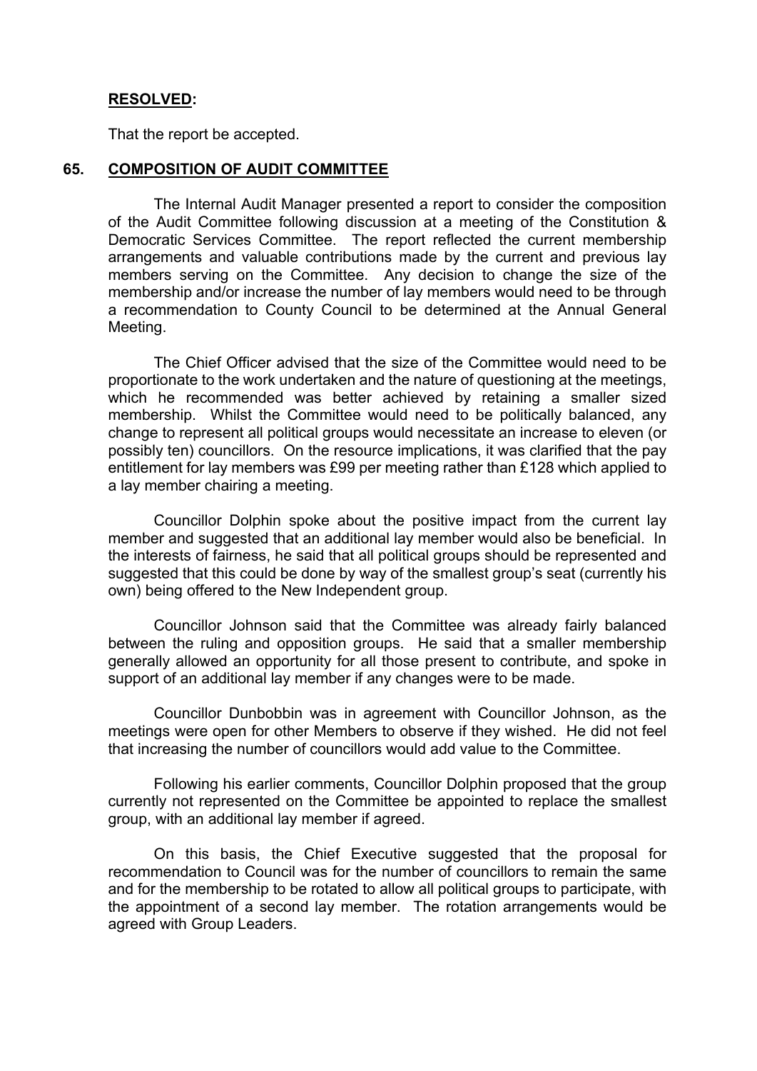**RESOLVED:**

That the report be accepted.

## 65. COMPOSITION OF AUDIT COMMITTEE

The Internal Audit Manager presented a report to consider the composition of the Audit Committee following discussion at a meeting of the Constitution & Democratic Services Committee. The report reflected the current membership arrangements and valuable contributions made by the current and previous lay members serving on the Committee. Any decision to change the size of the membership and/or increase the number of lay members would need to be through a recommendation to County Council to be determined at the Annual General Meeting.

The Chief Officer advised that the size of the Committee would need to be proportionate to the work undertaken and the nature of questioning at the meetings, which he recommended was better achieved by retaining a smaller sized membership. Whilst the Committee would need to be politically balanced, any change to represent all political groups would necessitate an increase to eleven (or possibly ten) councillors. On the resource implications, it was clarified that the pay entitlement for lay members was £99 per meeting rather than £128 which applied to a lay member chairing a meeting.

Councillor Dolphin spoke about the positive impact from the current lay member and suggested that an additional lay member would also be beneficial. In the interests of fairness, he said that all political groups should be represented and suggested that this could be done by way of the smallest group's seat (currently his own) being offered to the New Independent group.

Councillor Johnson said that the Committee was already fairly balanced between the ruling and opposition groups. He said that a smaller membership generally allowed an opportunity for all those present to contribute, and spoke in support of an additional lay member if any changes were to be made.

Councillor Dunbobbin was in agreement with Councillor Johnson, as the meetings were open for other Members to observe if they wished. He did not feel that increasing the number of councillors would add value to the Committee.

Following his earlier comments, Councillor Dolphin proposed that the group currently not represented on the Committee be appointed to replace the smallest group, with an additional lay member if agreed.

On this basis, the Chief Executive suggested that the proposal for recommendation to Council was for the number of councillors to remain the same and for the membership to be rotated to allow all political groups to participate, with the appointment of a second lay member. The rotation arrangements would be agreed with Group Leaders.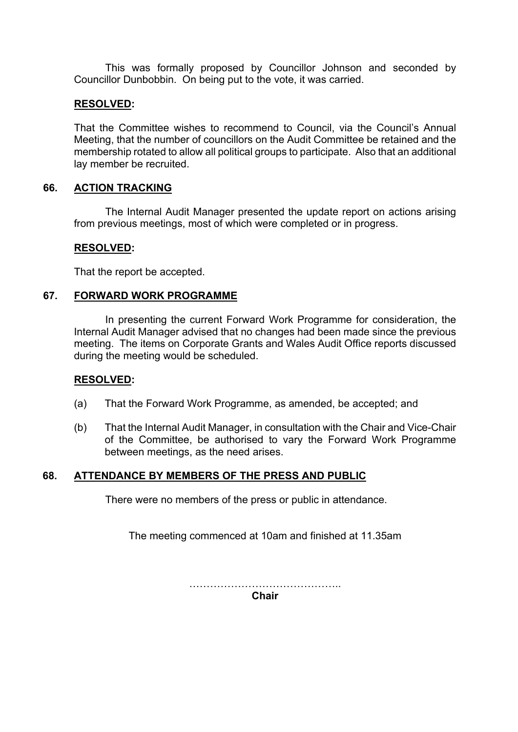This was formally proposed by Councillor Johnson and seconded by Councillor Dunbobbin. On being put to the vote, it was carried.

**RESOLVED:**

That the Committee wishes to recommend to Council, via the Council's Annual Meeting, that the number of councillors on the Audit Committee be retained and the membership rotated to allow all political groups to participate. Also that an additional lay member be recruited.

## 66. ACTION TRACKING

The Internal Audit Manager presented the update report on actions arising from previous meetings, most of which were completed or in progress.

**RESOLVED:**

That the report be accepted.

## 67. FORWARD WORK PROGRAMME

In presenting the current Forward Work Programme for consideration, the Internal Audit Manager advised that no changes had been made since the previous meeting. The items on Corporate Grants and Wales Audit Office reports discussed during the meeting would be scheduled.

**RESOLVED:**

(a) That the Forward Work Programme, as amended, be accepted; and

(b) That the Internal Audit Manager, in consultation with the Chair and Vice-Chair of the Committee, be authorised to vary the Forward Work Programme between meetings, as the need arises.

## 68. ATTENDANCE BY MEMBERS OF THE PRESS AND PUBLIC

There were no members of the press or public in attendance.

The meeting commenced at 10am and finished at 11.35am

……………………………………..
**Chair**